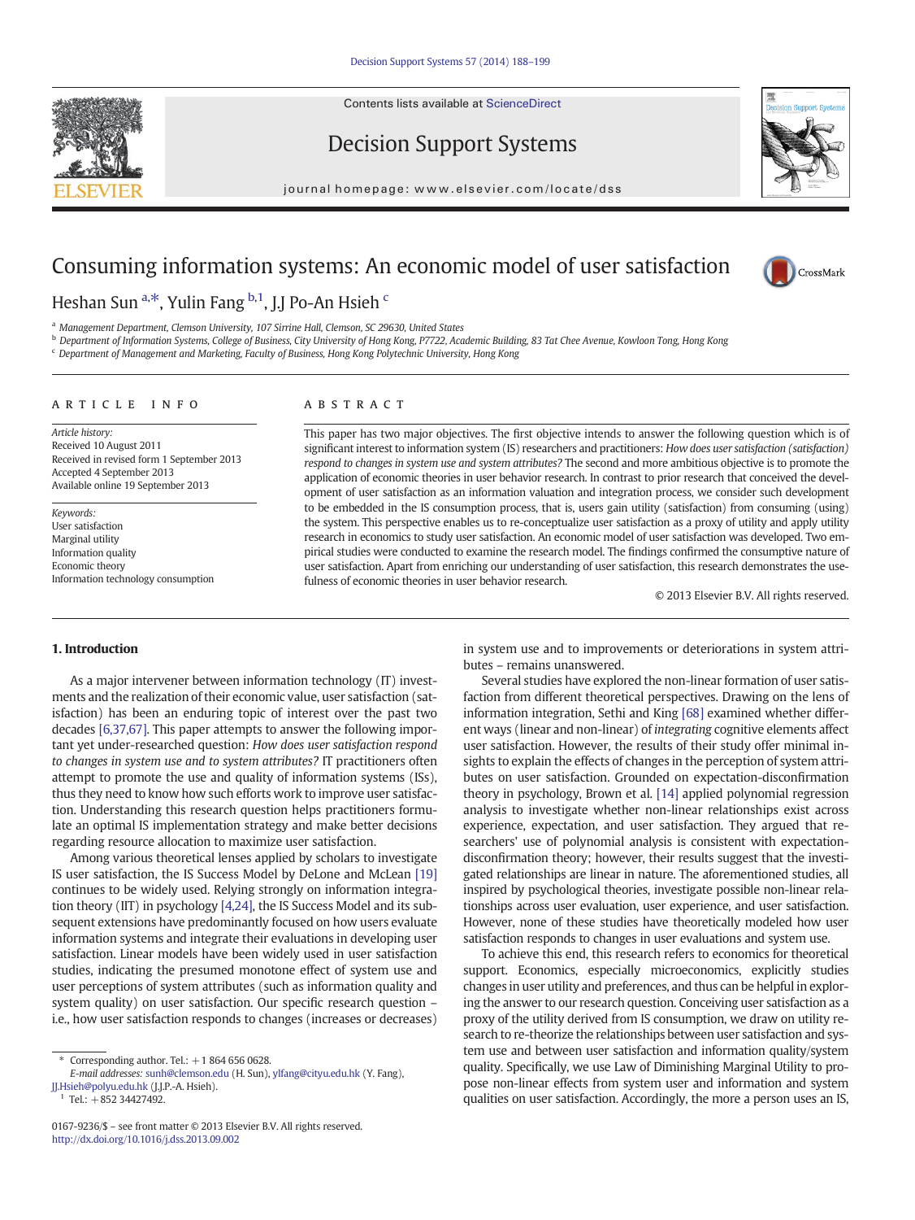# Consuming information systems: An economic model of user satisfaction

Heshan Sun [a,*], Yulin Fang [b,1], J.J Po-An Hsieh [c]

[a] Management Department, Clemson University, 107 Sirrine Hall, Clemson, SC 29630, United States

[b] Department of Information Systems, College of Business, City University of Hong Kong, P7722, Academic Building, 83 Tat Chee Avenue, Kowloon Tong, Hong Kong

[c] Department of Management and Marketing, Faculty of Business, Hong Kong Polytechnic University, Hong Kong

## ARTICLE INFO

*Article history:*
Received 10 August 2011
Received in revised form 1 September 2013
Accepted 4 September 2013
Available online 19 September 2013

*Keywords:*
User satisfaction
Marginal utility
Information quality
Economic theory
Information technology consumption

## ABSTRACT

This paper has two major objectives. The first objective intends to answer the following question which is of significant interest to information system (IS) researchers and practitioners: *How does user satisfaction (satisfaction) respond to changes in system use and system attributes?* The second and more ambitious objective is to promote the application of economic theories in user behavior research. In contrast to prior research that conceived the development of user satisfaction as an information valuation and integration process, we consider such development to be embedded in the IS consumption process, that is, users gain utility (satisfaction) from consuming (using) the system. This perspective enables us to re-conceptualize user satisfaction as a proxy of utility and apply utility research in economics to study user satisfaction. An economic model of user satisfaction was developed. Two empirical studies were conducted to examine the research model. The findings confirmed the consumptive nature of user satisfaction. Apart from enriching our understanding of user satisfaction, this research demonstrates the usefulness of economic theories in user behavior research.

© 2013 Elsevier B.V. All rights reserved.

## 1. Introduction

As a major intervener between information technology (IT) investments and the realization of their economic value, user satisfaction (satisfaction) has been an enduring topic of interest over the past two decades [6,37,67]. This paper attempts to answer the following important yet under-researched question: *How does user satisfaction respond to changes in system use and to system attributes?* IT practitioners often attempt to promote the use and quality of information systems (ISs), thus they need to know how such efforts work to improve user satisfaction. Understanding this research question helps practitioners formulate an optimal IS implementation strategy and make better decisions regarding resource allocation to maximize user satisfaction.

Among various theoretical lenses applied by scholars to investigate IS user satisfaction, the IS Success Model by DeLone and McLean [19] continues to be widely used. Relying strongly on information integration theory (IIT) in psychology [4,24], the IS Success Model and its subsequent extensions have predominantly focused on how users evaluate information systems and integrate their evaluations in developing user satisfaction. Linear models have been widely used in user satisfaction studies, indicating the presumed monotone effect of system use and user perceptions of system attributes (such as information quality and system quality) on user satisfaction. Our specific research question – i.e., how user satisfaction responds to changes (increases or decreases) in system use and to improvements or deteriorations in system attributes – remains unanswered.

Several studies have explored the non-linear formation of user satisfaction from different theoretical perspectives. Drawing on the lens of information integration, Sethi and King [68] examined whether different ways (linear and non-linear) of *integrating* cognitive elements affect user satisfaction. However, the results of their study offer minimal insights to explain the effects of changes in the perception of system attributes on user satisfaction. Grounded on expectation-disconfirmation theory in psychology, Brown et al. [14] applied polynomial regression analysis to investigate whether non-linear relationships exist across experience, expectation, and user satisfaction. They argued that researchers' use of polynomial analysis is consistent with expectation-disconfirmation theory; however, their results suggest that the investigated relationships are linear in nature. The aforementioned studies, all inspired by psychological theories, investigate possible non-linear relationships across user evaluation, user experience, and user satisfaction. However, none of these studies have theoretically modeled how user satisfaction responds to changes in user evaluations and system use.

To achieve this end, this research refers to economics for theoretical support. Economics, especially microeconomics, explicitly studies changes in user utility and preferences, and thus can be helpful in exploring the answer to our research question. Conceiving user satisfaction as a proxy of the utility derived from IS consumption, we draw on utility research to re-theorize the relationships between user satisfaction and system use and between user satisfaction and information quality/system quality. Specifically, we use Law of Diminishing Marginal Utility to propose non-linear effects from system user and information and system qualities on user satisfaction. Accordingly, the more a person uses an IS,

* Corresponding author. Tel.: +1 864 656 0628.
*E-mail addresses:* sunh@clemson.edu (H. Sun), ylfang@cityu.edu.hk (Y. Fang), JJ.Hsieh@polyu.edu.hk (J.J.P.-A. Hsieh).
[1] Tel.: +852 34427492.

0167-9236/$ – see front matter © 2013 Elsevier B.V. All rights reserved.
http://dx.doi.org/10.1016/j.dss.2013.09.002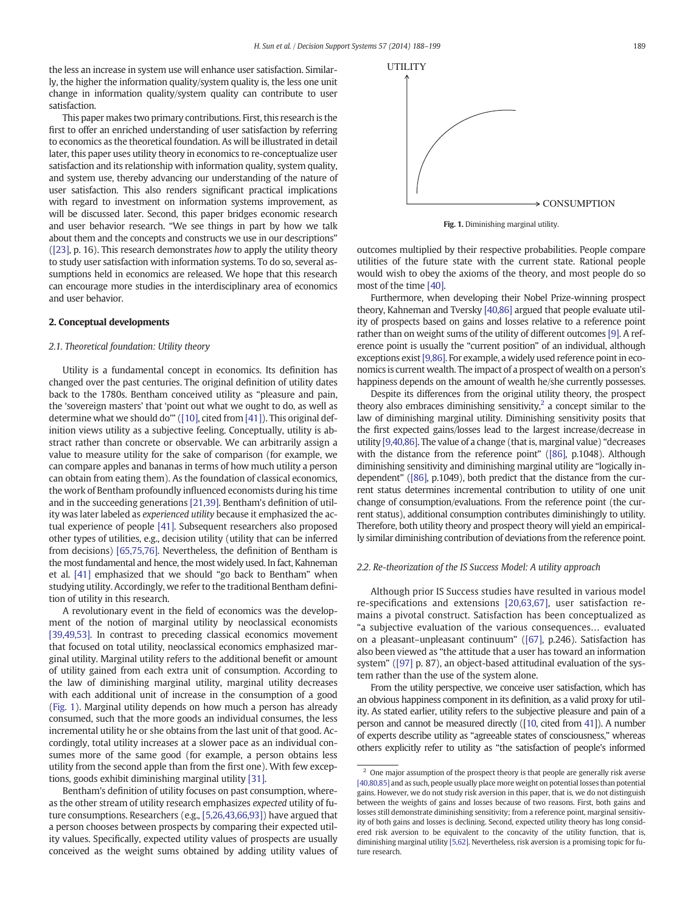the less an increase in system use will enhance user satisfaction. Similarly, the higher the information quality/system quality is, the less one unit change in information quality/system quality can contribute to user satisfaction.

This paper makes two primary contributions. First, this research is the first to offer an enriched understanding of user satisfaction by referring to economics as the theoretical foundation. As will be illustrated in detail later, this paper uses utility theory in economics to re-conceptualize user satisfaction and its relationship with information quality, system quality, and system use, thereby advancing our understanding of the nature of user satisfaction. This also renders significant practical implications with regard to investment on information systems improvement, as will be discussed later. Second, this paper bridges economic research and user behavior research. "We see things in part by how we talk about them and the concepts and constructs we use in our descriptions" ([23], p. 16). This research demonstrates *how* to apply the utility theory to study user satisfaction with information systems. To do so, several assumptions held in economics are released. We hope that this research can encourage more studies in the interdisciplinary area of economics and user behavior.

## 2. Conceptual developments

### 2.1. Theoretical foundation: Utility theory

Utility is a fundamental concept in economics. Its definition has changed over the past centuries. The original definition of utility dates back to the 1780s. Bentham conceived utility as "pleasure and pain, the 'sovereign masters' that 'point out what we ought to do, as well as determine what we should do'" ([10], cited from [41]). This original definition views utility as a subjective feeling. Conceptually, utility is abstract rather than concrete or observable. We can arbitrarily assign a value to measure utility for the sake of comparison (for example, we can compare apples and bananas in terms of how much utility a person can obtain from eating them). As the foundation of classical economics, the work of Bentham profoundly influenced economists during his time and in the succeeding generations [21,39]. Bentham's definition of utility was later labeled as *experienced utility* because it emphasized the actual experience of people [41]. Subsequent researchers also proposed other types of utilities, e.g., decision utility (utility that can be inferred from decisions) [65,75,76]. Nevertheless, the definition of Bentham is the most fundamental and hence, the most widely used. In fact, Kahneman et al. [41] emphasized that we should "go back to Bentham" when studying utility. Accordingly, we refer to the traditional Bentham definition of utility in this research.

A revolutionary event in the field of economics was the development of the notion of marginal utility by neoclassical economists [39,49,53]. In contrast to preceding classical economics movement that focused on total utility, neoclassical economics emphasized marginal utility. Marginal utility refers to the additional benefit or amount of utility gained from each extra unit of consumption. According to the law of diminishing marginal utility, marginal utility decreases with each additional unit of increase in the consumption of a good (Fig. 1). Marginal utility depends on how much a person has already consumed, such that the more goods an individual consumes, the less incremental utility he or she obtains from the last unit of that good. Accordingly, total utility increases at a slower pace as an individual consumes more of the same good (for example, a person obtains less utility from the second apple than from the first one). With few exceptions, goods exhibit diminishing marginal utility [31].

Bentham's definition of utility focuses on past consumption, whereas the other stream of utility research emphasizes *expected* utility of future consumptions. Researchers (e.g., [5,26,43,66,93]) have argued that a person chooses between prospects by comparing their expected utility values. Specifically, expected utility values of prospects are usually conceived as the weight sums obtained by adding utility values of

Fig. 1. Diminishing marginal utility.

outcomes multiplied by their respective probabilities. People compare utilities of the future state with the current state. Rational people would wish to obey the axioms of the theory, and most people do so most of the time [40].

Furthermore, when developing their Nobel Prize-winning prospect theory, Kahneman and Tversky [40,86] argued that people evaluate utility of prospects based on gains and losses relative to a reference point rather than on weight sums of the utility of different outcomes [9]. A reference point is usually the "current position" of an individual, although exceptions exist [9,86]. For example, a widely used reference point in economics is current wealth. The impact of a prospect of wealth on a person's happiness depends on the amount of wealth he/she currently possesses.

Despite its differences from the original utility theory, the prospect theory also embraces diminishing sensitivity,[2] a concept similar to the law of diminishing marginal utility. Diminishing sensitivity posits that the first expected gains/losses lead to the largest increase/decrease in utility [9,40,86]. The value of a change (that is, marginal value) "decreases with the distance from the reference point" ([86], p.1048). Although diminishing sensitivity and diminishing marginal utility are "logically independent" ([86], p.1049), both predict that the distance from the current status determines incremental contribution to utility of one unit change of consumption/evaluations. From the reference point (the current status), additional consumption contributes diminishingly to utility. Therefore, both utility theory and prospect theory will yield an empirically similar diminishing contribution of deviations from the reference point.

### 2.2. Re-theorization of the IS Success Model: A utility approach

Although prior IS Success studies have resulted in various model re-specifications and extensions [20,63,67], user satisfaction remains a pivotal construct. Satisfaction has been conceptualized as "a subjective evaluation of the various consequences… evaluated on a pleasant–unpleasant continuum" ([67], p.246). Satisfaction has also been viewed as "the attitude that a user has toward an information system" ([97] p. 87), an object-based attitudinal evaluation of the system rather than the use of the system alone.

From the utility perspective, we conceive user satisfaction, which has an obvious happiness component in its definition, as a valid proxy for utility. As stated earlier, utility refers to the subjective pleasure and pain of a person and cannot be measured directly ([10, cited from 41]). A number of experts describe utility as "agreeable states of consciousness," whereas others explicitly refer to utility as "the satisfaction of people's informed

[2] One major assumption of the prospect theory is that people are generally risk averse [40,80,85] and as such, people usually place more weight on potential losses than potential gains. However, we do not study risk aversion in this paper, that is, we do not distinguish between the weights of gains and losses because of two reasons. First, both gains and losses still demonstrate diminishing sensitivity; from a reference point, marginal sensitivity of both gains and losses is declining. Second, expected utility theory has long considered risk aversion to be equivalent to the concavity of the utility function, that is, diminishing marginal utility [5,62]. Nevertheless, risk aversion is a promising topic for future research.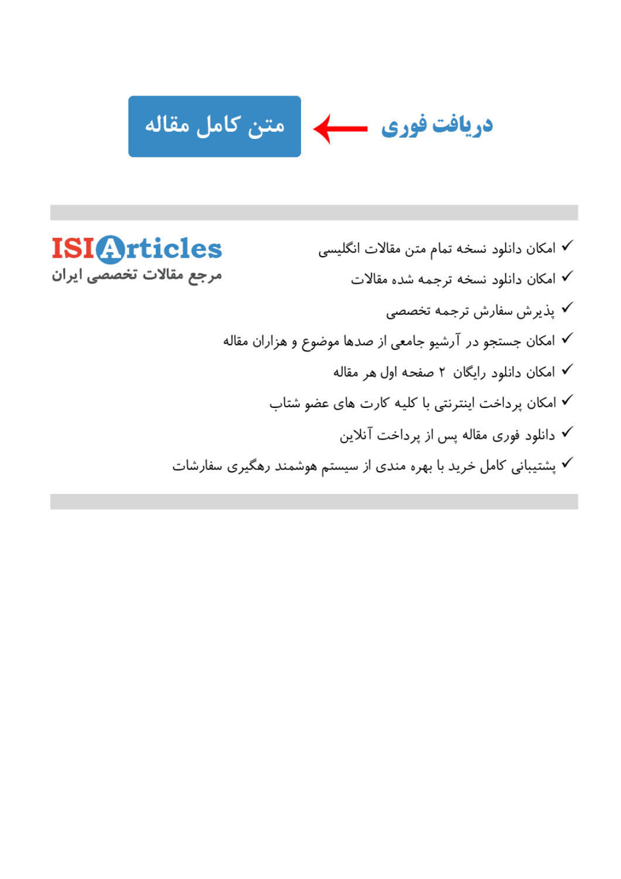دریافت فوری ← متن کامل مقاله

**ISIArticles**
مرجع مقالات تخصصی ایران

- ✓ امکان دانلود نسخه تمام متن مقالات انگلیسی
- ✓ امکان دانلود نسخه ترجمه شده مقالات
- ✓ پذیرش سفارش ترجمه تخصصی
- ✓ امکان جستجو در آرشیو جامعی از صدها موضوع و هزاران مقاله
- ✓ امکان دانلود رایگان ۲ صفحه اول هر مقاله
- ✓ امکان پرداخت اینترنتی با کلیه کارت های عضو شتاب
- ✓ دانلود فوری مقاله پس از پرداخت آنلاین
- ✓ پشتیبانی کامل خرید با بهره مندی از سیستم هوشمند رهگیری سفارشات